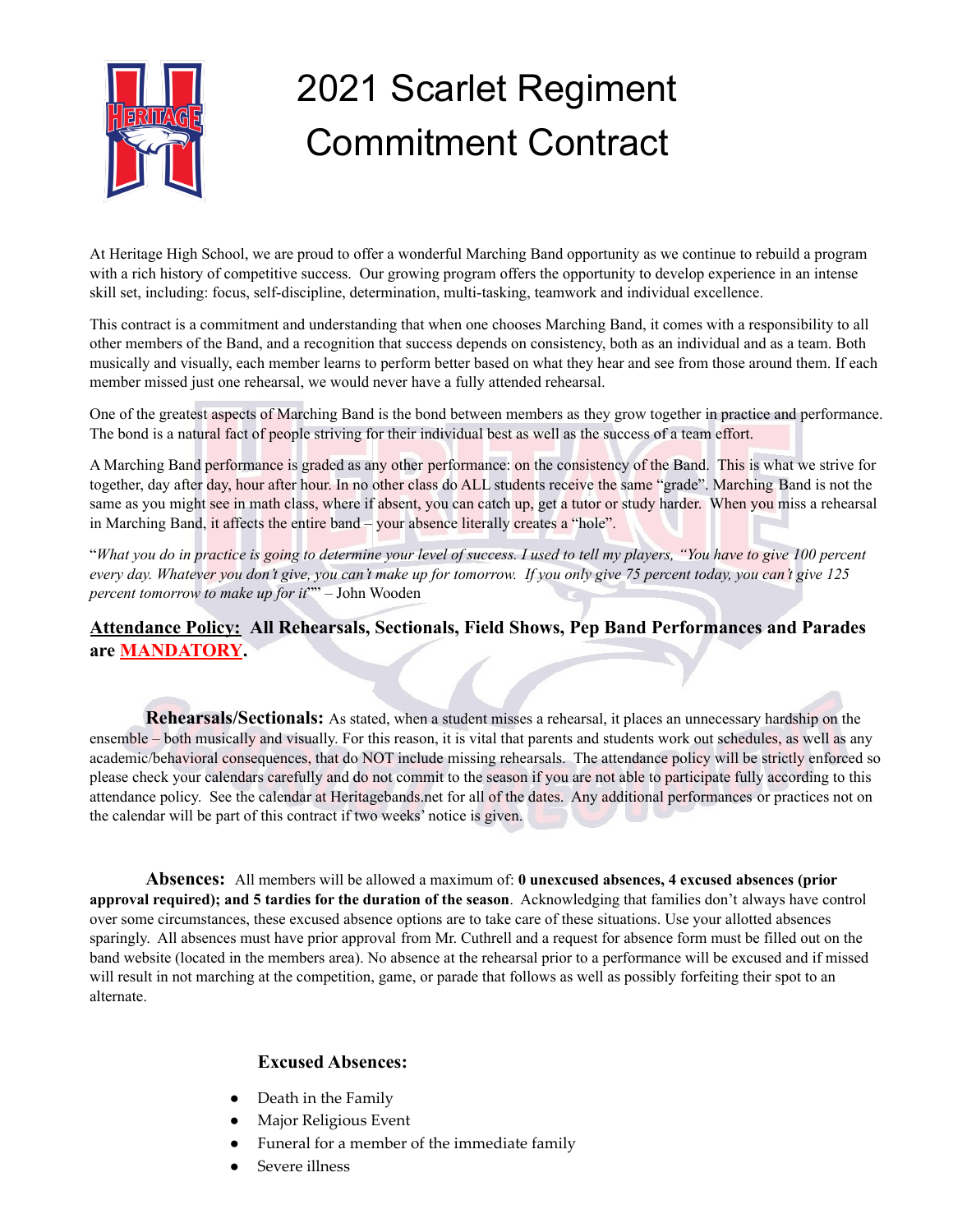# 2021 Scarlet Regiment Commitment Contract

At Heritage High School, we are proud to offer a wonderful Marching Band opportunity as we continue to rebuild a program with a rich history of competitive success. Our growing program offers the opportunity to develop experience in an intense skill set, including: focus, self-discipline, determination, multi-tasking, teamwork and individual excellence.

This contract is a commitment and understanding that when one chooses Marching Band, it comes with a responsibility to all other members of the Band, and a recognition that success depends on consistency, both as an individual and as a team. Both musically and visually, each member learns to perform better based on what they hear and see from those around them. If each member missed just one rehearsal, we would never have a fully attended rehearsal.

One of the greatest aspects of Marching Band is the bond between members as they grow together in practice and performance. The bond is a natural fact of people striving for their individual best as well as the success of a team effort.

A Marching Band performance is graded as any other performance: on the consistency of the Band. This is what we strive for together, day after day, hour after hour. In no other class do ALL students receive the same "grade". Marching Band is not the same as you might see in math class, where if absent, you can catch up, get a tutor or study harder. When you miss a rehearsal in Marching Band, it affects the entire band – your absence literally creates a "hole".

"*What you do in practice is going to determine your level of success. I used to tell my players, "You have to give 100 percent every day. Whatever you don't give, you can't make up for tomorrow. If you only give 75 percent today, you can't give 125 percent tomorrow to make up for it*"" – John Wooden

**<u>Attendance Policy:</u> All Rehearsals, Sectionals, Field Shows, Pep Band Performances and Parades are <u>MANDATORY</u>.**

**Rehearsals/Sectionals:** As stated, when a student misses a rehearsal, it places an unnecessary hardship on the ensemble – both musically and visually. For this reason, it is vital that parents and students work out schedules, as well as any academic/behavioral consequences, that do NOT include missing rehearsals. The attendance policy will be strictly enforced so please check your calendars carefully and do not commit to the season if you are not able to participate fully according to this attendance policy. See the calendar at Heritagebands.net for all of the dates. Any additional performances or practices not on the calendar will be part of this contract if two weeks' notice is given.

**Absences:** All members will be allowed a maximum of: **0 unexcused absences, 4 excused absences (prior approval required); and 5 tardies for the duration of the season**. Acknowledging that families don't always have control over some circumstances, these excused absence options are to take care of these situations. Use your allotted absences sparingly. All absences must have prior approval from Mr. Cuthrell and a request for absence form must be filled out on the band website (located in the members area). No absence at the rehearsal prior to a performance will be excused and if missed will result in not marching at the competition, game, or parade that follows as well as possibly forfeiting their spot to an alternate.

**Excused Absences:**

- Death in the Family
- Major Religious Event
- Funeral for a member of the immediate family
- Severe illness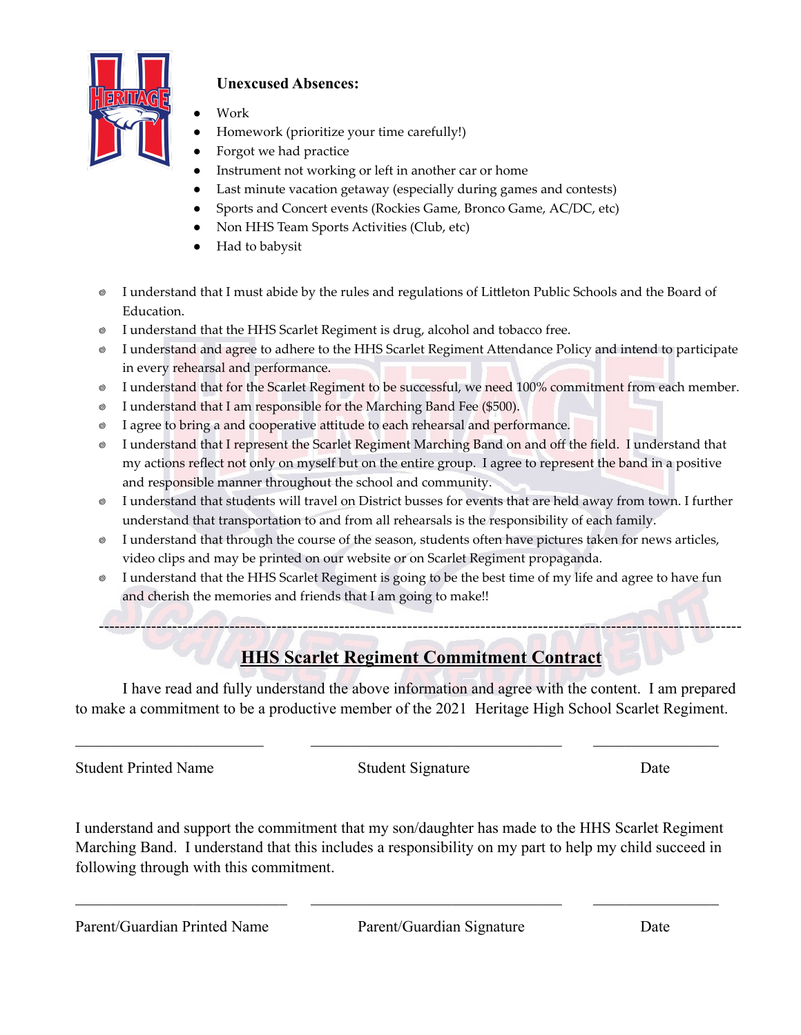**Unexcused Absences:**

- Work
- Homework (prioritize your time carefully!)
- Forgot we had practice
- Instrument not working or left in another car or home
- Last minute vacation getaway (especially during games and contests)
- Sports and Concert events (Rockies Game, Bronco Game, AC/DC, etc)
- Non HHS Team Sports Activities (Club, etc)
- Had to babysit

- I understand that I must abide by the rules and regulations of Littleton Public Schools and the Board of Education.
- I understand that the HHS Scarlet Regiment is drug, alcohol and tobacco free.
- I understand and agree to adhere to the HHS Scarlet Regiment Attendance Policy and intend to participate in every rehearsal and performance.
- I understand that for the Scarlet Regiment to be successful, we need 100% commitment from each member.
- I understand that I am responsible for the Marching Band Fee ($500).
- I agree to bring a and cooperative attitude to each rehearsal and performance.
- I understand that I represent the Scarlet Regiment Marching Band on and off the field. I understand that my actions reflect not only on myself but on the entire group. I agree to represent the band in a positive and responsible manner throughout the school and community.
- I understand that students will travel on District busses for events that are held away from town. I further understand that transportation to and from all rehearsals is the responsibility of each family.
- I understand that through the course of the season, students often have pictures taken for news articles, video clips and may be printed on our website or on Scarlet Regiment propaganda.
- I understand that the HHS Scarlet Regiment is going to be the best time of my life and agree to have fun and cherish the memories and friends that I am going to make!!

---

## HHS Scarlet Regiment Commitment Contract

I have read and fully understand the above information and agree with the content. I am prepared to make a commitment to be a productive member of the 2021 Heritage High School Scarlet Regiment.

\_\_\_\_\_\_\_\_\_\_\_\_\_\_\_\_\_\_\_\_\_\_\_\_ \_\_\_\_\_\_\_\_\_\_\_\_\_\_\_\_\_\_\_\_\_\_\_\_\_\_\_\_\_\_\_\_ \_\_\_\_\_\_\_\_\_\_\_\_\_\_\_\_

Student Printed Name | Student Signature | Date

I understand and support the commitment that my son/daughter has made to the HHS Scarlet Regiment Marching Band. I understand that this includes a responsibility on my part to help my child succeed in following through with this commitment.

\_\_\_\_\_\_\_\_\_\_\_\_\_\_\_\_\_\_\_\_\_\_\_\_\_\_\_ \_\_\_\_\_\_\_\_\_\_\_\_\_\_\_\_\_\_\_\_\_\_\_\_\_\_\_\_\_\_\_\_ \_\_\_\_\_\_\_\_\_\_\_\_\_\_\_\_

Parent/Guardian Printed Name | Parent/Guardian Signature | Date